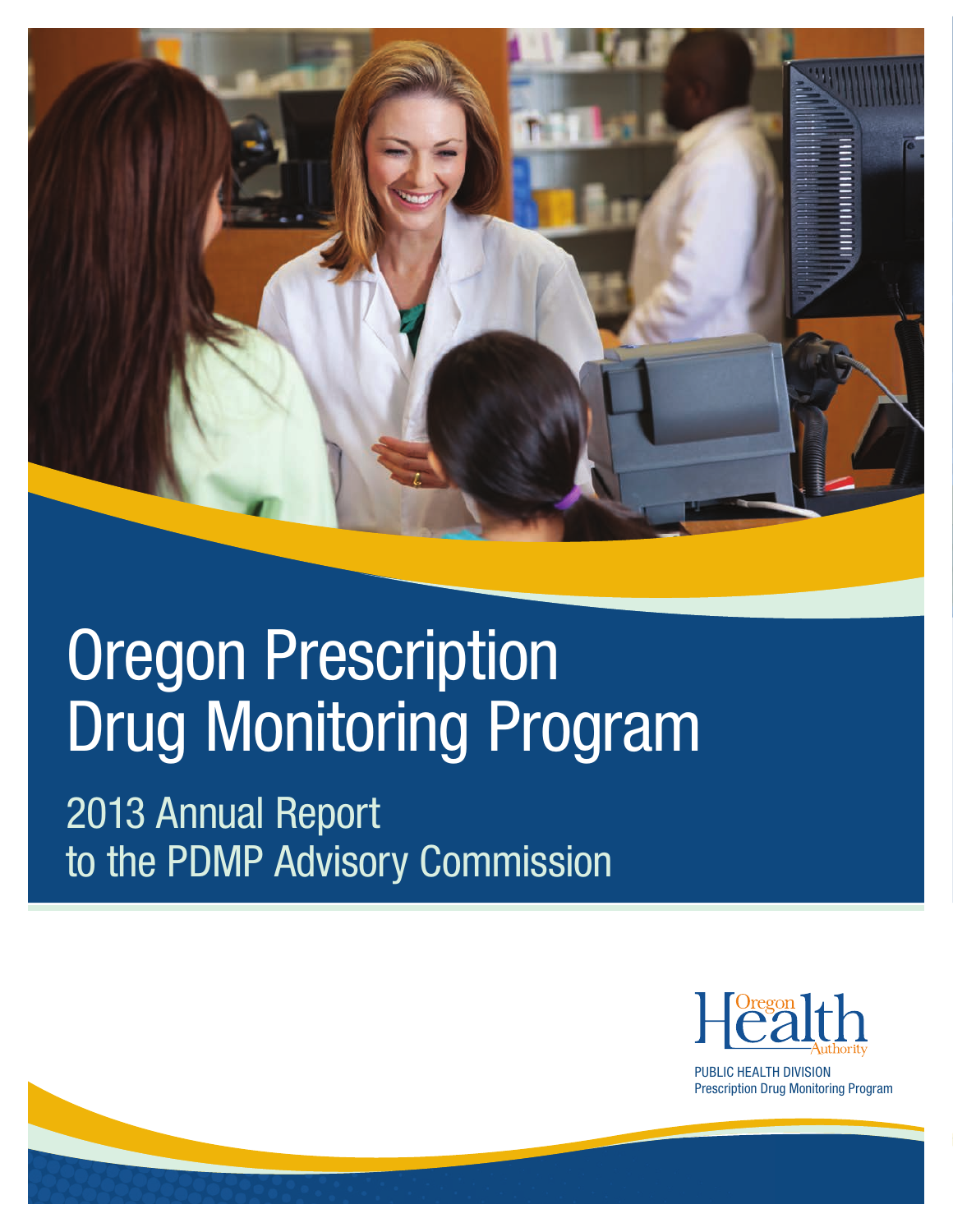# Oregon Prescription Drug Monitoring Program

## 2013 Annual Report to the PDMP Advisory Commission

Oregon Health Authority

PUBLIC HEALTH DIVISION
Prescription Drug Monitoring Program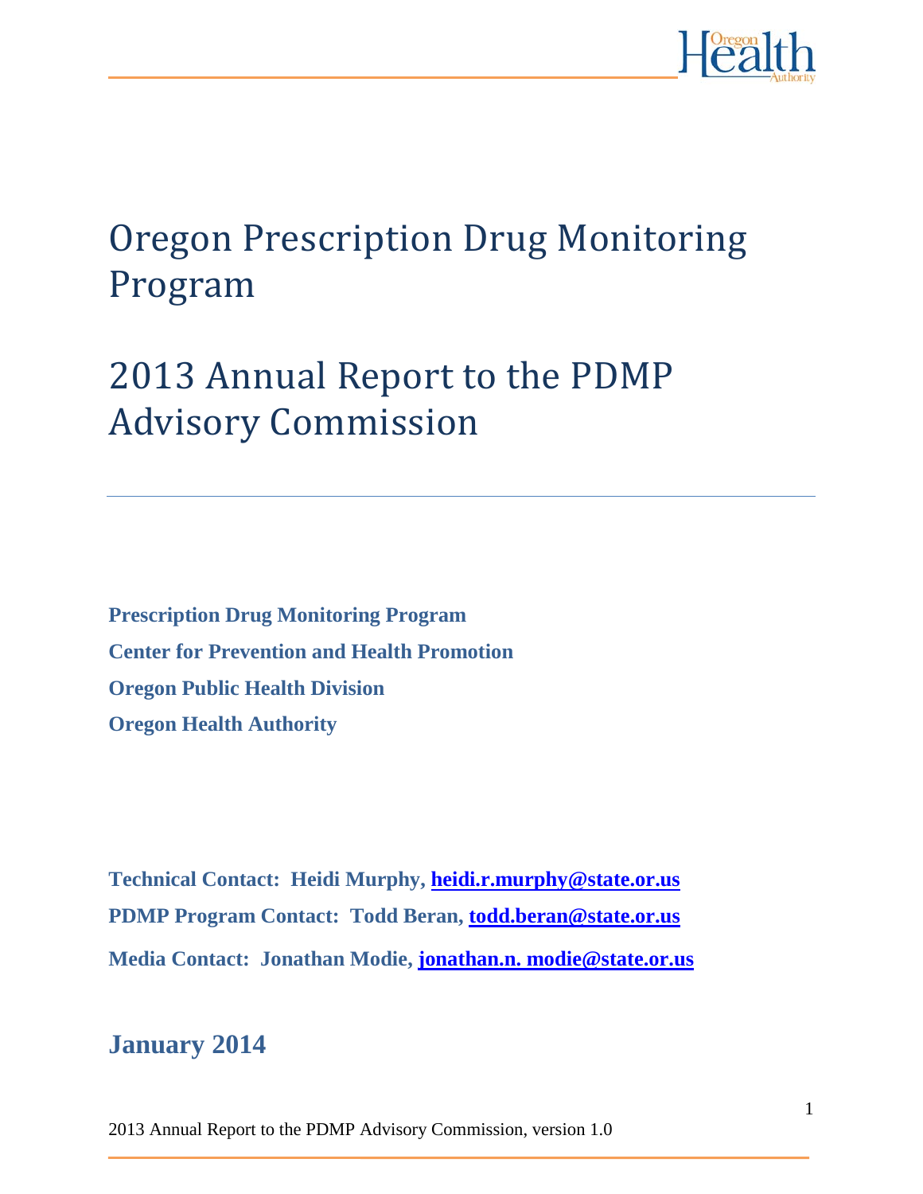# Oregon Prescription Drug Monitoring Program

# 2013 Annual Report to the PDMP Advisory Commission

**Prescription Drug Monitoring Program**

**Center for Prevention and Health Promotion**

**Oregon Public Health Division**

**Oregon Health Authority**

**Technical Contact: Heidi Murphy, heidi.r.murphy@state.or.us**

**PDMP Program Contact: Todd Beran, todd.beran@state.or.us**

**Media Contact: Jonathan Modie, jonathan.n. modie@state.or.us**

## January 2014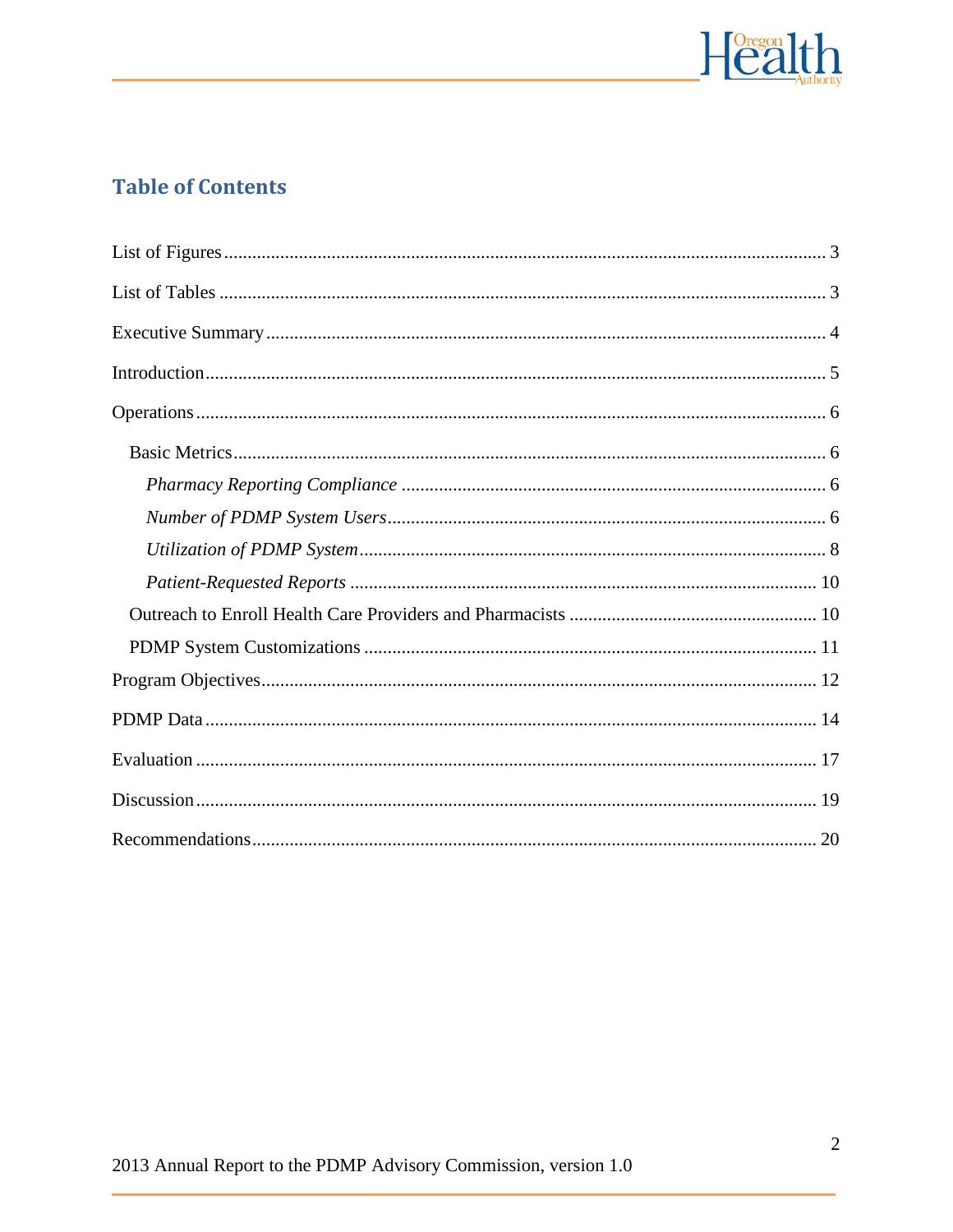## Table of Contents

List of Figures ..... 3

List of Tables ..... 3

Executive Summary ..... 4

Introduction ..... 5

Operations ..... 6

- Basic Metrics ..... 6
  - *Pharmacy Reporting Compliance* ..... 6
  - *Number of PDMP System Users* ..... 6
  - *Utilization of PDMP System* ..... 8
  - *Patient-Requested Reports* ..... 10
- Outreach to Enroll Health Care Providers and Pharmacists ..... 10
- PDMP System Customizations ..... 11

Program Objectives ..... 12

PDMP Data ..... 14

Evaluation ..... 17

Discussion ..... 19

Recommendations ..... 20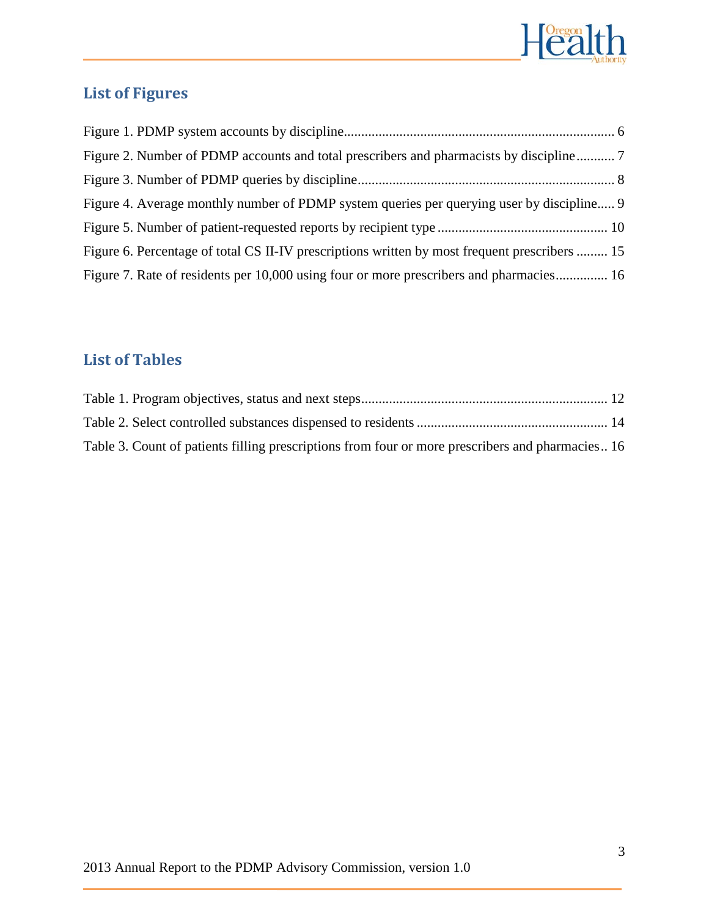## List of Figures

Figure 1. PDMP system accounts by discipline............................................................................ 6

Figure 2. Number of PDMP accounts and total prescribers and pharmacists by discipline........... 7

Figure 3. Number of PDMP queries by discipline......................................................................... 8

Figure 4. Average monthly number of PDMP system queries per querying user by discipline..... 9

Figure 5. Number of patient-requested reports by recipient type ................................................. 10

Figure 6. Percentage of total CS II-IV prescriptions written by most frequent prescribers ......... 15

Figure 7. Rate of residents per 10,000 using four or more prescribers and pharmacies............... 16

## List of Tables

Table 1. Program objectives, status and next steps....................................................................... 12

Table 2. Select controlled substances dispensed to residents ....................................................... 14

Table 3. Count of patients filling prescriptions from four or more prescribers and pharmacies.. 16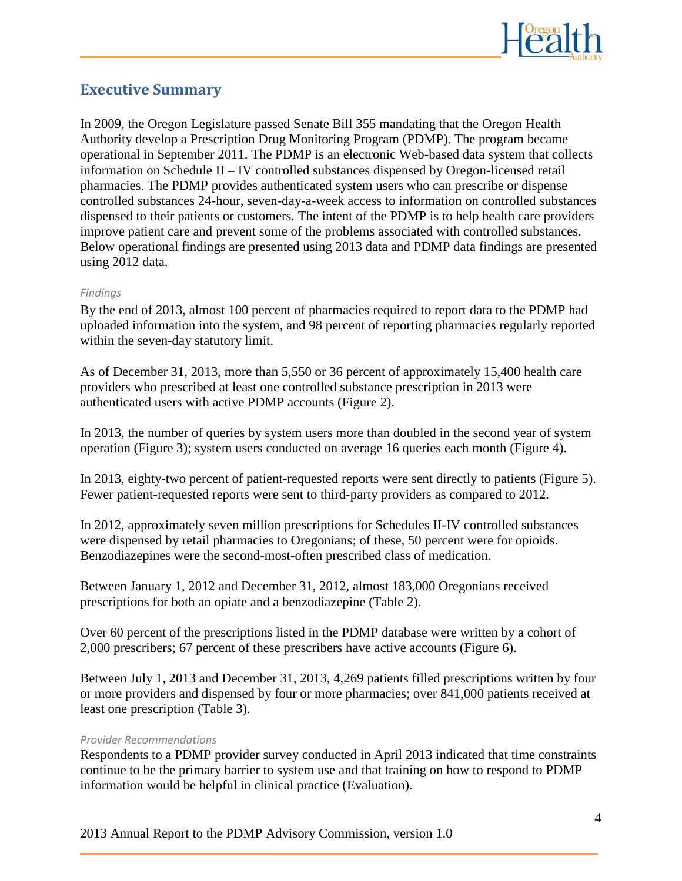## Executive Summary

In 2009, the Oregon Legislature passed Senate Bill 355 mandating that the Oregon Health Authority develop a Prescription Drug Monitoring Program (PDMP). The program became operational in September 2011. The PDMP is an electronic Web-based data system that collects information on Schedule II – IV controlled substances dispensed by Oregon-licensed retail pharmacies. The PDMP provides authenticated system users who can prescribe or dispense controlled substances 24-hour, seven-day-a-week access to information on controlled substances dispensed to their patients or customers. The intent of the PDMP is to help health care providers improve patient care and prevent some of the problems associated with controlled substances. Below operational findings are presented using 2013 data and PDMP data findings are presented using 2012 data.

*Findings*

By the end of 2013, almost 100 percent of pharmacies required to report data to the PDMP had uploaded information into the system, and 98 percent of reporting pharmacies regularly reported within the seven-day statutory limit.

As of December 31, 2013, more than 5,550 or 36 percent of approximately 15,400 health care providers who prescribed at least one controlled substance prescription in 2013 were authenticated users with active PDMP accounts (Figure 2).

In 2013, the number of queries by system users more than doubled in the second year of system operation (Figure 3); system users conducted on average 16 queries each month (Figure 4).

In 2013, eighty-two percent of patient-requested reports were sent directly to patients (Figure 5). Fewer patient-requested reports were sent to third-party providers as compared to 2012.

In 2012, approximately seven million prescriptions for Schedules II-IV controlled substances were dispensed by retail pharmacies to Oregonians; of these, 50 percent were for opioids. Benzodiazepines were the second-most-often prescribed class of medication.

Between January 1, 2012 and December 31, 2012, almost 183,000 Oregonians received prescriptions for both an opiate and a benzodiazepine (Table 2).

Over 60 percent of the prescriptions listed in the PDMP database were written by a cohort of 2,000 prescribers; 67 percent of these prescribers have active accounts (Figure 6).

Between July 1, 2013 and December 31, 2013, 4,269 patients filled prescriptions written by four or more providers and dispensed by four or more pharmacies; over 841,000 patients received at least one prescription (Table 3).

*Provider Recommendations*

Respondents to a PDMP provider survey conducted in April 2013 indicated that time constraints continue to be the primary barrier to system use and that training on how to respond to PDMP information would be helpful in clinical practice (Evaluation).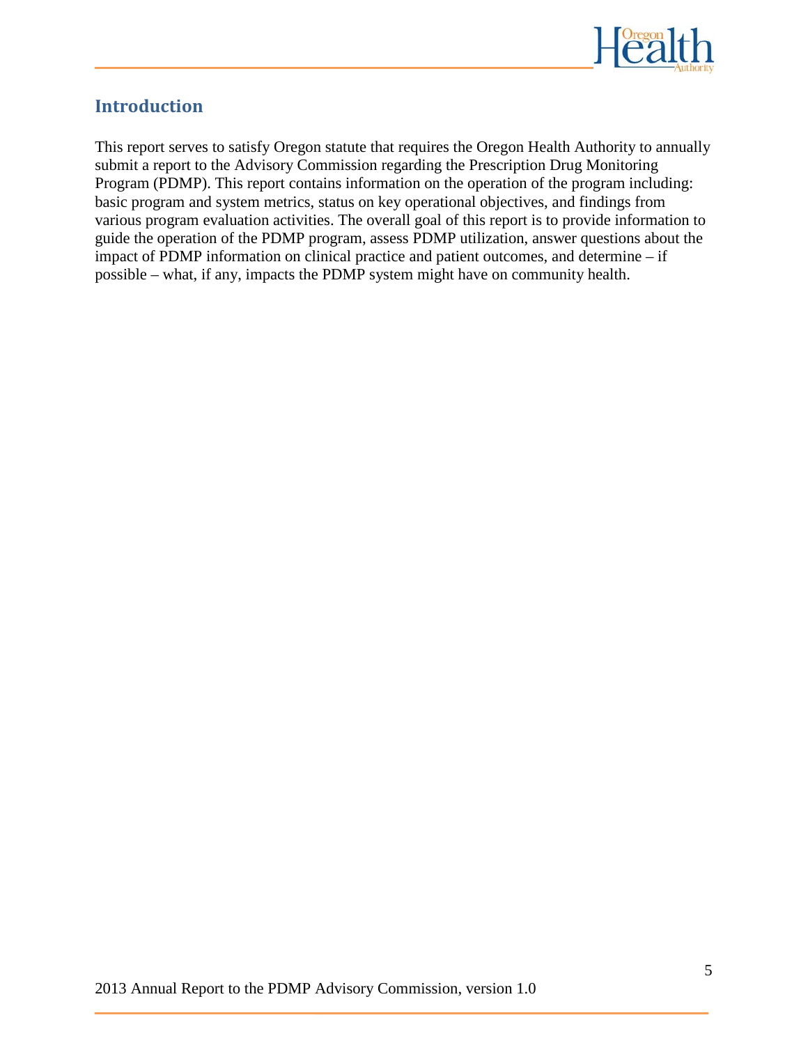## Introduction

This report serves to satisfy Oregon statute that requires the Oregon Health Authority to annually submit a report to the Advisory Commission regarding the Prescription Drug Monitoring Program (PDMP). This report contains information on the operation of the program including: basic program and system metrics, status on key operational objectives, and findings from various program evaluation activities. The overall goal of this report is to provide information to guide the operation of the PDMP program, assess PDMP utilization, answer questions about the impact of PDMP information on clinical practice and patient outcomes, and determine – if possible – what, if any, impacts the PDMP system might have on community health.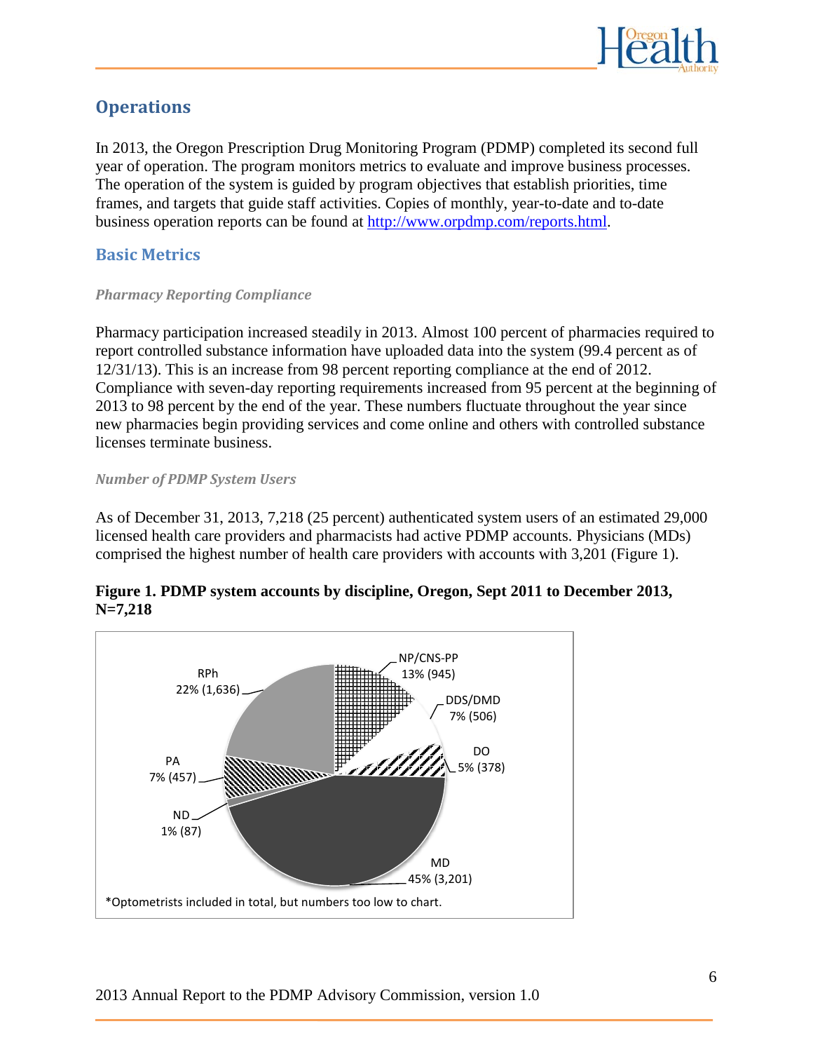## Operations

In 2013, the Oregon Prescription Drug Monitoring Program (PDMP) completed its second full year of operation. The program monitors metrics to evaluate and improve business processes. The operation of the system is guided by program objectives that establish priorities, time frames, and targets that guide staff activities. Copies of monthly, year-to-date and to-date business operation reports can be found at http://www.orpdmp.com/reports.html.

### Basic Metrics

#### *Pharmacy Reporting Compliance*

Pharmacy participation increased steadily in 2013. Almost 100 percent of pharmacies required to report controlled substance information have uploaded data into the system (99.4 percent as of 12/31/13). This is an increase from 98 percent reporting compliance at the end of 2012. Compliance with seven-day reporting requirements increased from 95 percent at the beginning of 2013 to 98 percent by the end of the year. These numbers fluctuate throughout the year since new pharmacies begin providing services and come online and others with controlled substance licenses terminate business.

#### *Number of PDMP System Users*

As of December 31, 2013, 7,218 (25 percent) authenticated system users of an estimated 29,000 licensed health care providers and pharmacists had active PDMP accounts. Physicians (MDs) comprised the highest number of health care providers with accounts with 3,201 (Figure 1).

**Figure 1. PDMP system accounts by discipline, Oregon, Sept 2011 to December 2013, N=7,218**

| Discipline | Percent | Number |
|---|---|---|
| MD | 45% | 3,201 |
| RPh | 22% | 1,636 |
| NP/CNS-PP | 13% | 945 |
| DDS/DMD | 7% | 506 |
| PA | 7% | 457 |
| DO | 5% | 378 |
| ND | 1% | 87 |

*Optometrists included in total, but numbers too low to chart.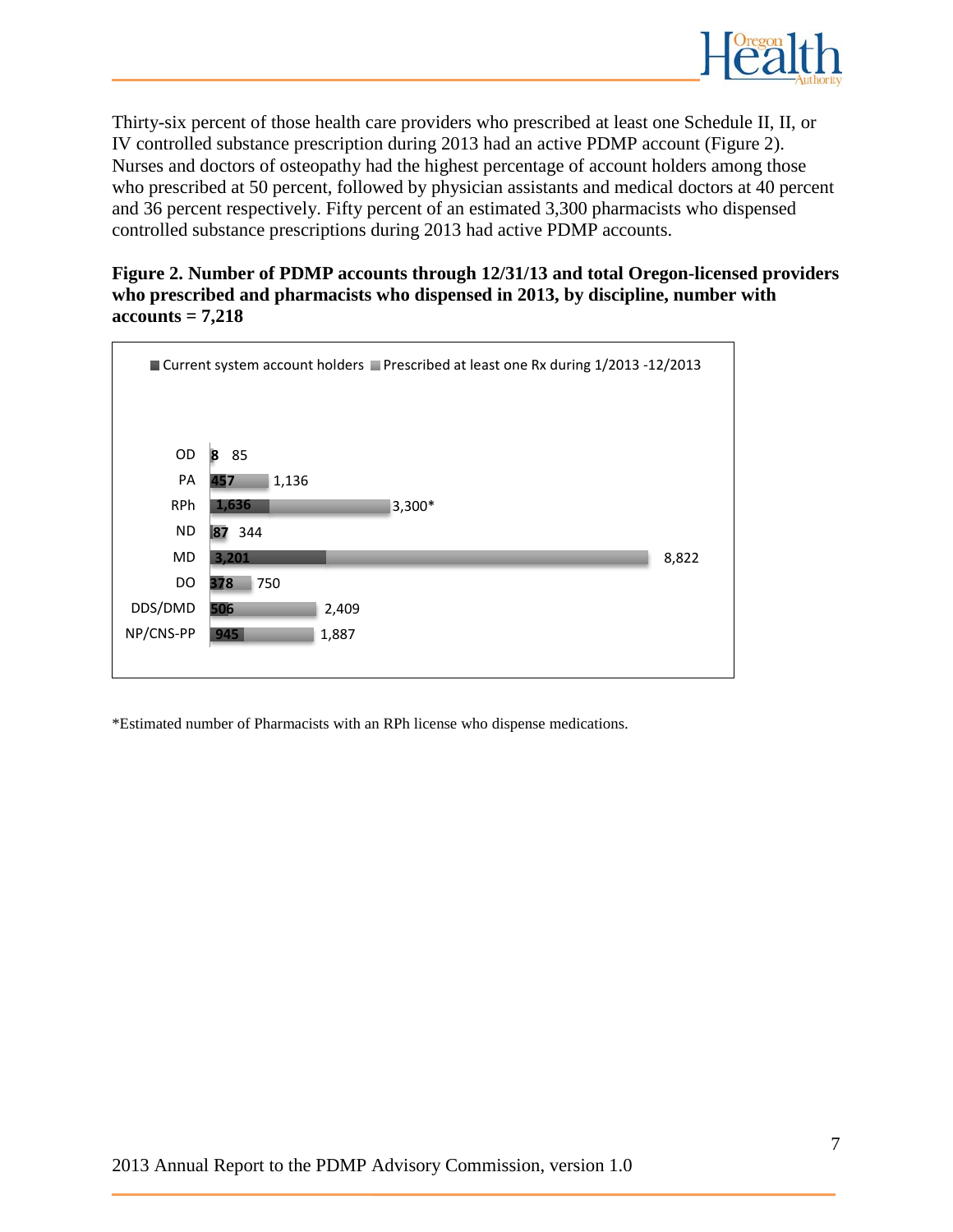Thirty-six percent of those health care providers who prescribed at least one Schedule II, II, or IV controlled substance prescription during 2013 had an active PDMP account (Figure 2). Nurses and doctors of osteopathy had the highest percentage of account holders among those who prescribed at 50 percent, followed by physician assistants and medical doctors at 40 percent and 36 percent respectively. Fifty percent of an estimated 3,300 pharmacists who dispensed controlled substance prescriptions during 2013 had active PDMP accounts.

**Figure 2. Number of PDMP accounts through 12/31/13 and total Oregon-licensed providers who prescribed and pharmacists who dispensed in 2013, by discipline, number with accounts = 7,218**

| Discipline | Current system account holders | Prescribed at least one Rx during 1/2013 -12/2013 |
|---|---|---|
| OD | 8 | 85 |
| PA | 457 | 1,136 |
| RPh | 1,636 | 3,300* |
| ND | 87 | 344 |
| MD | 3,201 | 8,822 |
| DO | 378 | 750 |
| DDS/DMD | 506 | 2,409 |
| NP/CNS-PP | 945 | 1,887 |

*Estimated number of Pharmacists with an RPh license who dispense medications.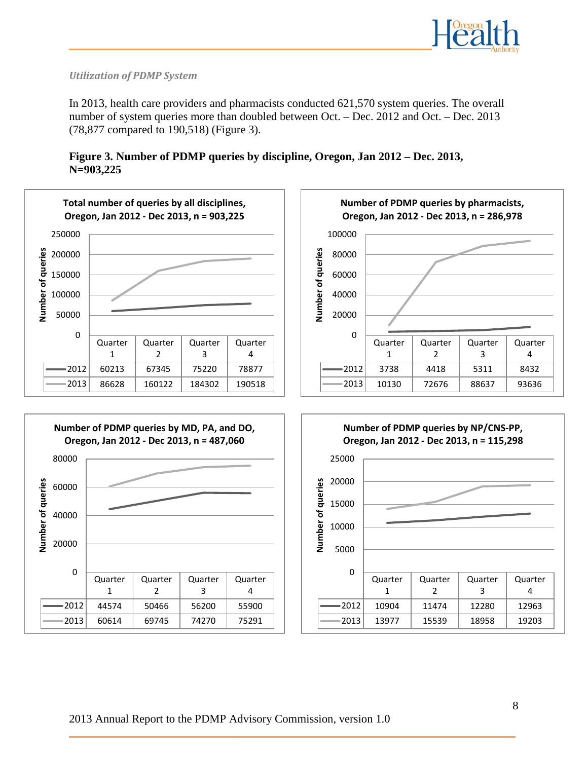*Utilization of PDMP System*

In 2013, health care providers and pharmacists conducted 621,570 system queries. The overall number of system queries more than doubled between Oct. – Dec. 2012 and Oct. – Dec. 2013 (78,877 compared to 190,518) (Figure 3).

**Figure 3. Number of PDMP queries by discipline, Oregon, Jan 2012 – Dec. 2013, N=903,225**

**Total number of queries by all disciplines, Oregon, Jan 2012 - Dec 2013, n = 903,225**

| | Quarter 1 | Quarter 2 | Quarter 3 | Quarter 4 |
|---|---|---|---|---|
| 2012 | 60213 | 67345 | 75220 | 78877 |
| 2013 | 86628 | 160122 | 184302 | 190518 |

**Number of PDMP queries by pharmacists, Oregon, Jan 2012 - Dec 2013, n = 286,978**

| | Quarter 1 | Quarter 2 | Quarter 3 | Quarter 4 |
|---|---|---|---|---|
| 2012 | 3738 | 4418 | 5311 | 8432 |
| 2013 | 10130 | 72676 | 88637 | 93636 |

**Number of PDMP queries by MD, PA, and DO, Oregon, Jan 2012 - Dec 2013, n = 487,060**

| | Quarter 1 | Quarter 2 | Quarter 3 | Quarter 4 |
|---|---|---|---|---|
| 2012 | 44574 | 50466 | 56200 | 55900 |
| 2013 | 60614 | 69745 | 74270 | 75291 |

**Number of PDMP queries by NP/CNS-PP, Oregon, Jan 2012 - Dec 2013, n = 115,298**

| | Quarter 1 | Quarter 2 | Quarter 3 | Quarter 4 |
|---|---|---|---|---|
| 2012 | 10904 | 11474 | 12280 | 12963 |
| 2013 | 13977 | 15539 | 18958 | 19203 |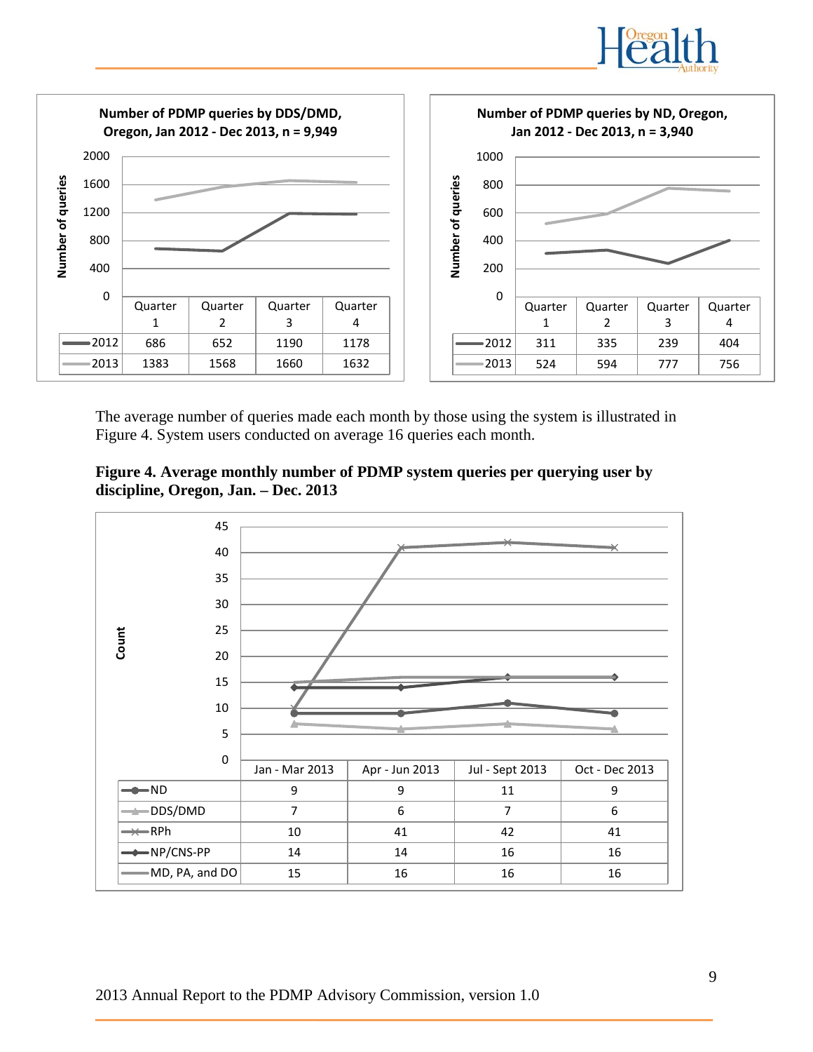**Number of PDMP queries by DDS/DMD, Oregon, Jan 2012 - Dec 2013, n = 9,949**

| | Quarter 1 | Quarter 2 | Quarter 3 | Quarter 4 |
|---|---|---|---|---|
| 2012 | 686 | 652 | 1190 | 1178 |
| 2013 | 1383 | 1568 | 1660 | 1632 |

**Number of PDMP queries by ND, Oregon, Jan 2012 - Dec 2013, n = 3,940**

| | Quarter 1 | Quarter 2 | Quarter 3 | Quarter 4 |
|---|---|---|---|---|
| 2012 | 311 | 335 | 239 | 404 |
| 2013 | 524 | 594 | 777 | 756 |

The average number of queries made each month by those using the system is illustrated in Figure 4. System users conducted on average 16 queries each month.

**Figure 4. Average monthly number of PDMP system queries per querying user by discipline, Oregon, Jan. – Dec. 2013**

| | Jan - Mar 2013 | Apr - Jun 2013 | Jul - Sept 2013 | Oct - Dec 2013 |
|---|---|---|---|---|
| ND | 9 | 9 | 11 | 9 |
| DDS/DMD | 7 | 6 | 7 | 6 |
| RPh | 10 | 41 | 42 | 41 |
| NP/CNS-PP | 14 | 14 | 16 | 16 |
| MD, PA, and DO | 15 | 16 | 16 | 16 |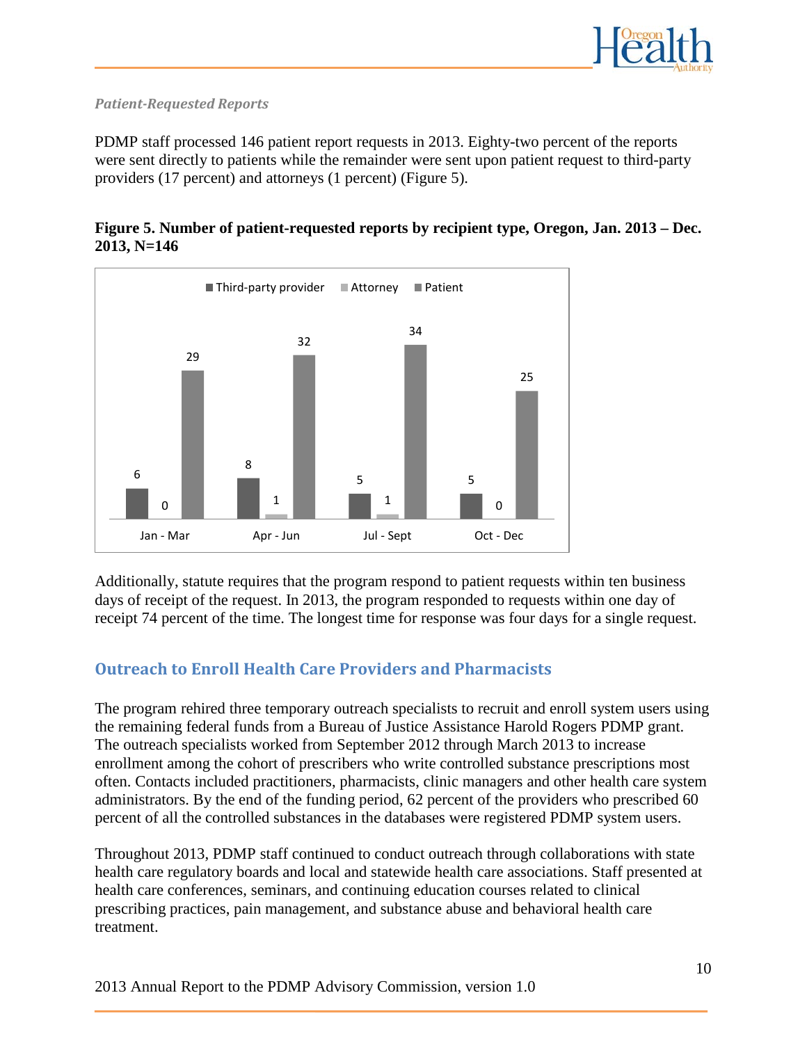### *Patient-Requested Reports*

PDMP staff processed 146 patient report requests in 2013. Eighty-two percent of the reports were sent directly to patients while the remainder were sent upon patient request to third-party providers (17 percent) and attorneys (1 percent) (Figure 5).

**Figure 5. Number of patient-requested reports by recipient type, Oregon, Jan. 2013 – Dec. 2013, N=146**

| | Third-party provider | Attorney | Patient |
|---|---|---|---|
| Jan - Mar | 6 | 0 | 29 |
| Apr - Jun | 8 | 1 | 32 |
| Jul - Sept | 5 | 1 | 34 |
| Oct - Dec | 5 | 0 | 25 |

Additionally, statute requires that the program respond to patient requests within ten business days of receipt of the request. In 2013, the program responded to requests within one day of receipt 74 percent of the time. The longest time for response was four days for a single request.

## Outreach to Enroll Health Care Providers and Pharmacists

The program rehired three temporary outreach specialists to recruit and enroll system users using the remaining federal funds from a Bureau of Justice Assistance Harold Rogers PDMP grant. The outreach specialists worked from September 2012 through March 2013 to increase enrollment among the cohort of prescribers who write controlled substance prescriptions most often. Contacts included practitioners, pharmacists, clinic managers and other health care system administrators. By the end of the funding period, 62 percent of the providers who prescribed 60 percent of all the controlled substances in the databases were registered PDMP system users.

Throughout 2013, PDMP staff continued to conduct outreach through collaborations with state health care regulatory boards and local and statewide health care associations. Staff presented at health care conferences, seminars, and continuing education courses related to clinical prescribing practices, pain management, and substance abuse and behavioral health care treatment.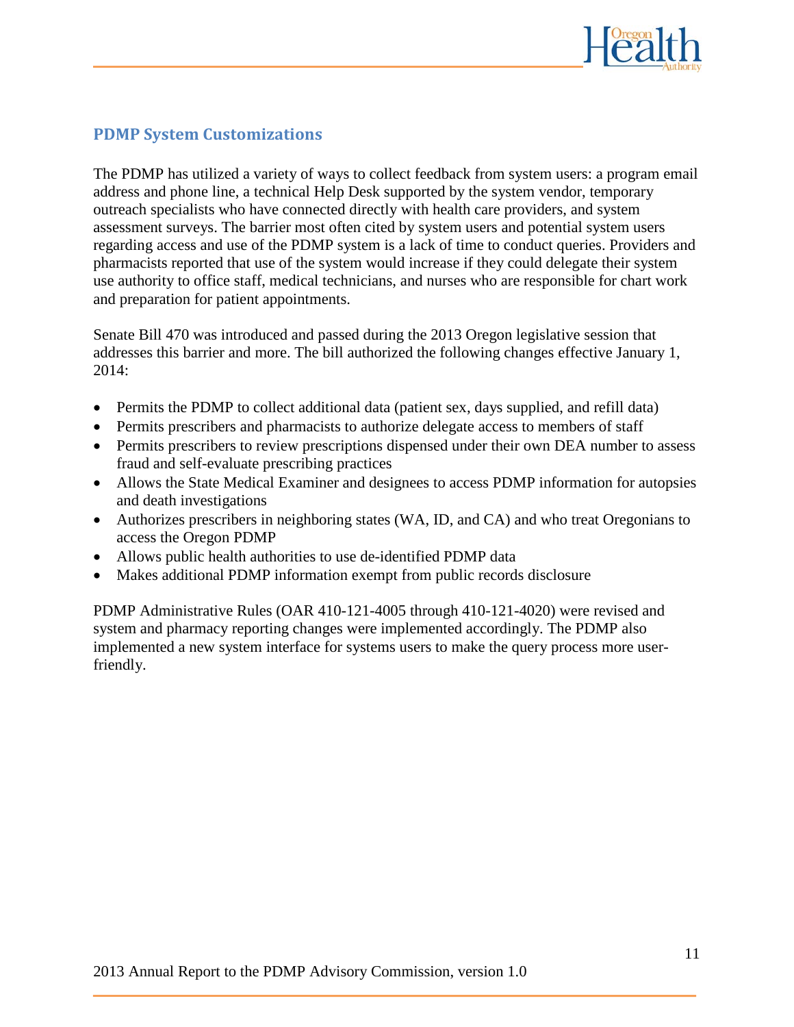## PDMP System Customizations

The PDMP has utilized a variety of ways to collect feedback from system users: a program email address and phone line, a technical Help Desk supported by the system vendor, temporary outreach specialists who have connected directly with health care providers, and system assessment surveys. The barrier most often cited by system users and potential system users regarding access and use of the PDMP system is a lack of time to conduct queries. Providers and pharmacists reported that use of the system would increase if they could delegate their system use authority to office staff, medical technicians, and nurses who are responsible for chart work and preparation for patient appointments.

Senate Bill 470 was introduced and passed during the 2013 Oregon legislative session that addresses this barrier and more. The bill authorized the following changes effective January 1, 2014:

- Permits the PDMP to collect additional data (patient sex, days supplied, and refill data)
- Permits prescribers and pharmacists to authorize delegate access to members of staff
- Permits prescribers to review prescriptions dispensed under their own DEA number to assess fraud and self-evaluate prescribing practices
- Allows the State Medical Examiner and designees to access PDMP information for autopsies and death investigations
- Authorizes prescribers in neighboring states (WA, ID, and CA) and who treat Oregonians to access the Oregon PDMP
- Allows public health authorities to use de-identified PDMP data
- Makes additional PDMP information exempt from public records disclosure

PDMP Administrative Rules (OAR 410-121-4005 through 410-121-4020) were revised and system and pharmacy reporting changes were implemented accordingly. The PDMP also implemented a new system interface for systems users to make the query process more user-friendly.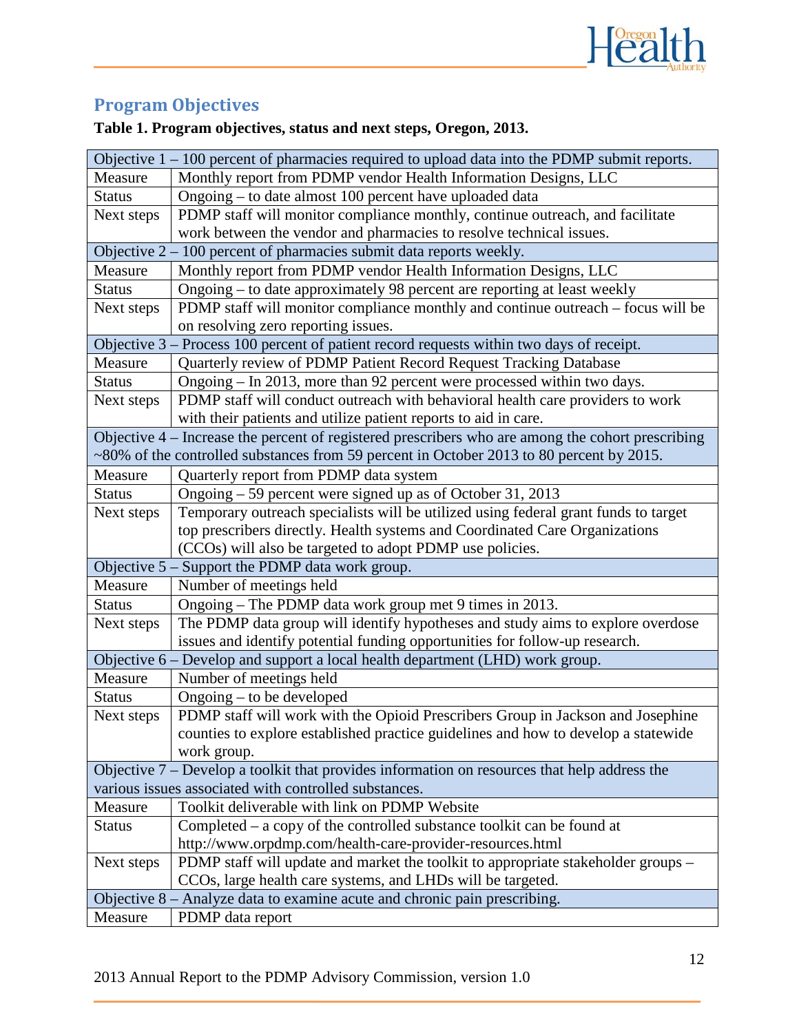## Program Objectives

**Table 1. Program objectives, status and next steps, Oregon, 2013.**

| Objective 1 – 100 percent of pharmacies required to upload data into the PDMP submit reports. | |
|---|---|
| Measure | Monthly report from PDMP vendor Health Information Designs, LLC |
| Status | Ongoing – to date almost 100 percent have uploaded data |
| Next steps | PDMP staff will monitor compliance monthly, continue outreach, and facilitate work between the vendor and pharmacies to resolve technical issues. |
| **Objective 2 – 100 percent of pharmacies submit data reports weekly.** | |
| Measure | Monthly report from PDMP vendor Health Information Designs, LLC |
| Status | Ongoing – to date approximately 98 percent are reporting at least weekly |
| Next steps | PDMP staff will monitor compliance monthly and continue outreach – focus will be on resolving zero reporting issues. |
| **Objective 3 – Process 100 percent of patient record requests within two days of receipt.** | |
| Measure | Quarterly review of PDMP Patient Record Request Tracking Database |
| Status | Ongoing – In 2013, more than 92 percent were processed within two days. |
| Next steps | PDMP staff will conduct outreach with behavioral health care providers to work with their patients and utilize patient reports to aid in care. |
| **Objective 4 – Increase the percent of registered prescribers who are among the cohort prescribing ~80% of the controlled substances from 59 percent in October 2013 to 80 percent by 2015.** | |
| Measure | Quarterly report from PDMP data system |
| Status | Ongoing – 59 percent were signed up as of October 31, 2013 |
| Next steps | Temporary outreach specialists will be utilized using federal grant funds to target top prescribers directly. Health systems and Coordinated Care Organizations (CCOs) will also be targeted to adopt PDMP use policies. |
| **Objective 5 – Support the PDMP data work group.** | |
| Measure | Number of meetings held |
| Status | Ongoing – The PDMP data work group met 9 times in 2013. |
| Next steps | The PDMP data group will identify hypotheses and study aims to explore overdose issues and identify potential funding opportunities for follow-up research. |
| **Objective 6 – Develop and support a local health department (LHD) work group.** | |
| Measure | Number of meetings held |
| Status | Ongoing – to be developed |
| Next steps | PDMP staff will work with the Opioid Prescribers Group in Jackson and Josephine counties to explore established practice guidelines and how to develop a statewide work group. |
| **Objective 7 – Develop a toolkit that provides information on resources that help address the various issues associated with controlled substances.** | |
| Measure | Toolkit deliverable with link on PDMP Website |
| Status | Completed – a copy of the controlled substance toolkit can be found at http://www.orpdmp.com/health-care-provider-resources.html |
| Next steps | PDMP staff will update and market the toolkit to appropriate stakeholder groups – CCOs, large health care systems, and LHDs will be targeted. |
| **Objective 8 – Analyze data to examine acute and chronic pain prescribing.** | |
| Measure | PDMP data report |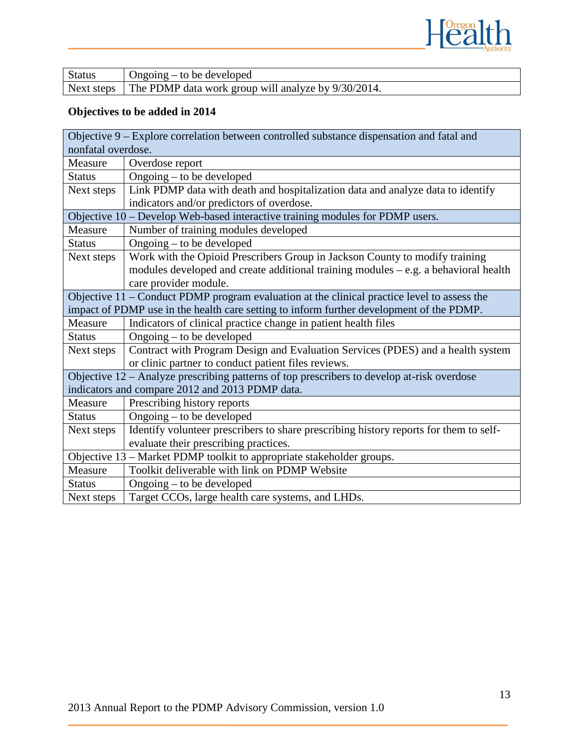| Status | Ongoing – to be developed |
|---|---|
| Next steps | The PDMP data work group will analyze by 9/30/2014. |

**Objectives to be added in 2014**

| Objective 9 – Explore correlation between controlled substance dispensation and fatal and nonfatal overdose. | |
|---|---|
| Measure | Overdose report |
| Status | Ongoing – to be developed |
| Next steps | Link PDMP data with death and hospitalization data and analyze data to identify indicators and/or predictors of overdose. |
| Objective 10 – Develop Web-based interactive training modules for PDMP users. | |
| Measure | Number of training modules developed |
| Status | Ongoing – to be developed |
| Next steps | Work with the Opioid Prescribers Group in Jackson County to modify training modules developed and create additional training modules – e.g. a behavioral health care provider module. |
| Objective 11 – Conduct PDMP program evaluation at the clinical practice level to assess the impact of PDMP use in the health care setting to inform further development of the PDMP. | |
| Measure | Indicators of clinical practice change in patient health files |
| Status | Ongoing – to be developed |
| Next steps | Contract with Program Design and Evaluation Services (PDES) and a health system or clinic partner to conduct patient files reviews. |
| Objective 12 – Analyze prescribing patterns of top prescribers to develop at-risk overdose indicators and compare 2012 and 2013 PDMP data. | |
| Measure | Prescribing history reports |
| Status | Ongoing – to be developed |
| Next steps | Identify volunteer prescribers to share prescribing history reports for them to self-evaluate their prescribing practices. |
| Objective 13 – Market PDMP toolkit to appropriate stakeholder groups. | |
| Measure | Toolkit deliverable with link on PDMP Website |
| Status | Ongoing – to be developed |
| Next steps | Target CCOs, large health care systems, and LHDs. |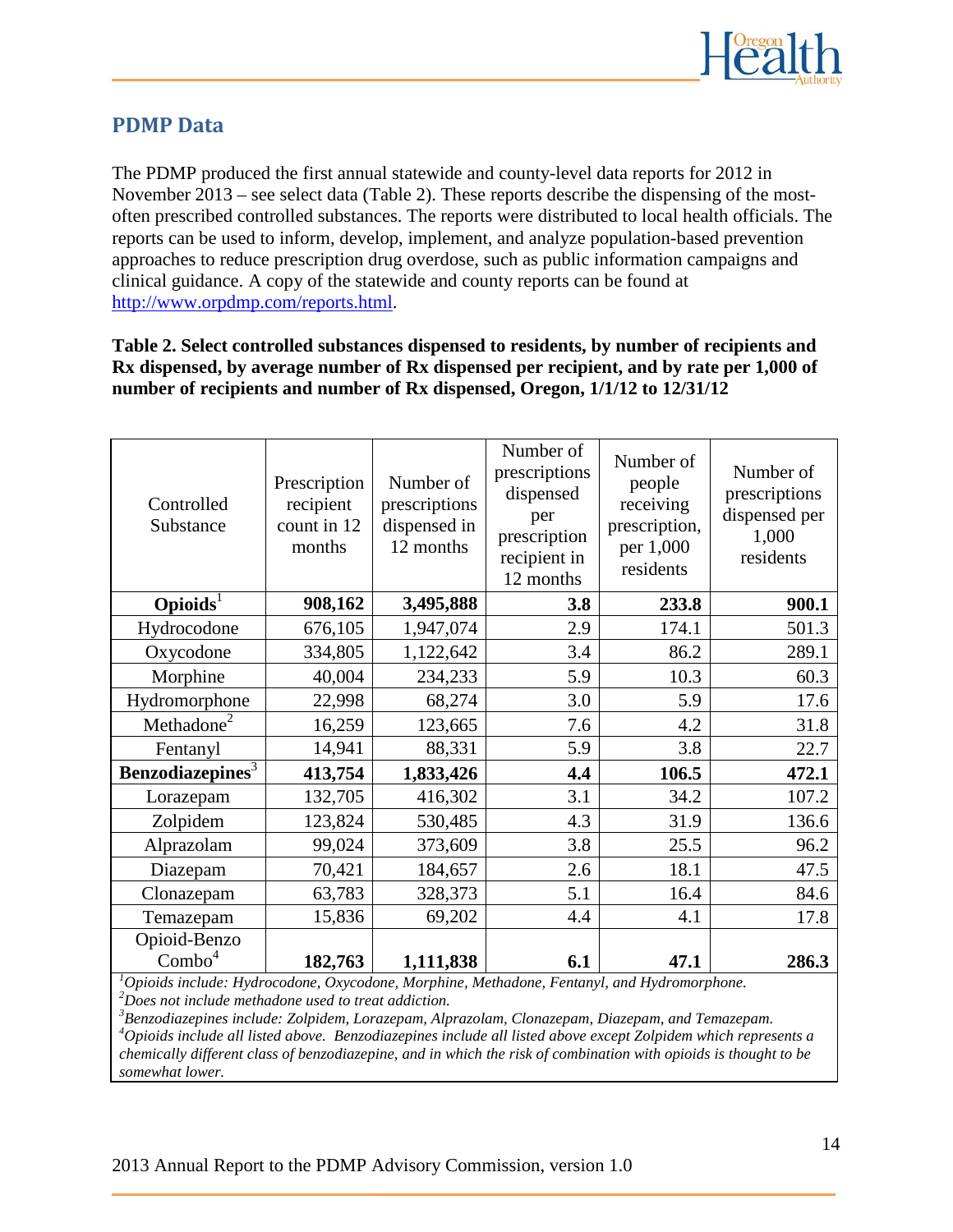## PDMP Data

The PDMP produced the first annual statewide and county-level data reports for 2012 in November 2013 – see select data (Table 2). These reports describe the dispensing of the most-often prescribed controlled substances. The reports were distributed to local health officials. The reports can be used to inform, develop, implement, and analyze population-based prevention approaches to reduce prescription drug overdose, such as public information campaigns and clinical guidance. A copy of the statewide and county reports can be found at http://www.orpdmp.com/reports.html.

**Table 2. Select controlled substances dispensed to residents, by number of recipients and Rx dispensed, by average number of Rx dispensed per recipient, and by rate per 1,000 of number of recipients and number of Rx dispensed, Oregon, 1/1/12 to 12/31/12**

| Controlled Substance | Prescription recipient count in 12 months | Number of prescriptions dispensed in 12 months | Number of prescriptions dispensed per prescription recipient in 12 months | Number of people receiving prescription, per 1,000 residents | Number of prescriptions dispensed per 1,000 residents |
|---|---|---|---|---|---|
| **Opioids**[1] | **908,162** | **3,495,888** | **3.8** | **233.8** | **900.1** |
| Hydrocodone | 676,105 | 1,947,074 | 2.9 | 174.1 | 501.3 |
| Oxycodone | 334,805 | 1,122,642 | 3.4 | 86.2 | 289.1 |
| Morphine | 40,004 | 234,233 | 5.9 | 10.3 | 60.3 |
| Hydromorphone | 22,998 | 68,274 | 3.0 | 5.9 | 17.6 |
| Methadone[2] | 16,259 | 123,665 | 7.6 | 4.2 | 31.8 |
| Fentanyl | 14,941 | 88,331 | 5.9 | 3.8 | 22.7 |
| **Benzodiazepines**[3] | **413,754** | **1,833,426** | **4.4** | **106.5** | **472.1** |
| Lorazepam | 132,705 | 416,302 | 3.1 | 34.2 | 107.2 |
| Zolpidem | 123,824 | 530,485 | 4.3 | 31.9 | 136.6 |
| Alprazolam | 99,024 | 373,609 | 3.8 | 25.5 | 96.2 |
| Diazepam | 70,421 | 184,657 | 2.6 | 18.1 | 47.5 |
| Clonazepam | 63,783 | 328,373 | 5.1 | 16.4 | 84.6 |
| Temazepam | 15,836 | 69,202 | 4.4 | 4.1 | 17.8 |
| Opioid-Benzo Combo[4] | **182,763** | **1,111,838** | **6.1** | **47.1** | **286.3** |

[1]*Opioids include: Hydrocodone, Oxycodone, Morphine, Methadone, Fentanyl, and Hydromorphone.*
[2]*Does not include methadone used to treat addiction.*
[3]*Benzodiazepines include: Zolpidem, Lorazepam, Alprazolam, Clonazepam, Diazepam, and Temazepam.*
[4]*Opioids include all listed above. Benzodiazepines include all listed above except Zolpidem which represents a chemically different class of benzodiazepine, and in which the risk of combination with opioids is thought to be somewhat lower.*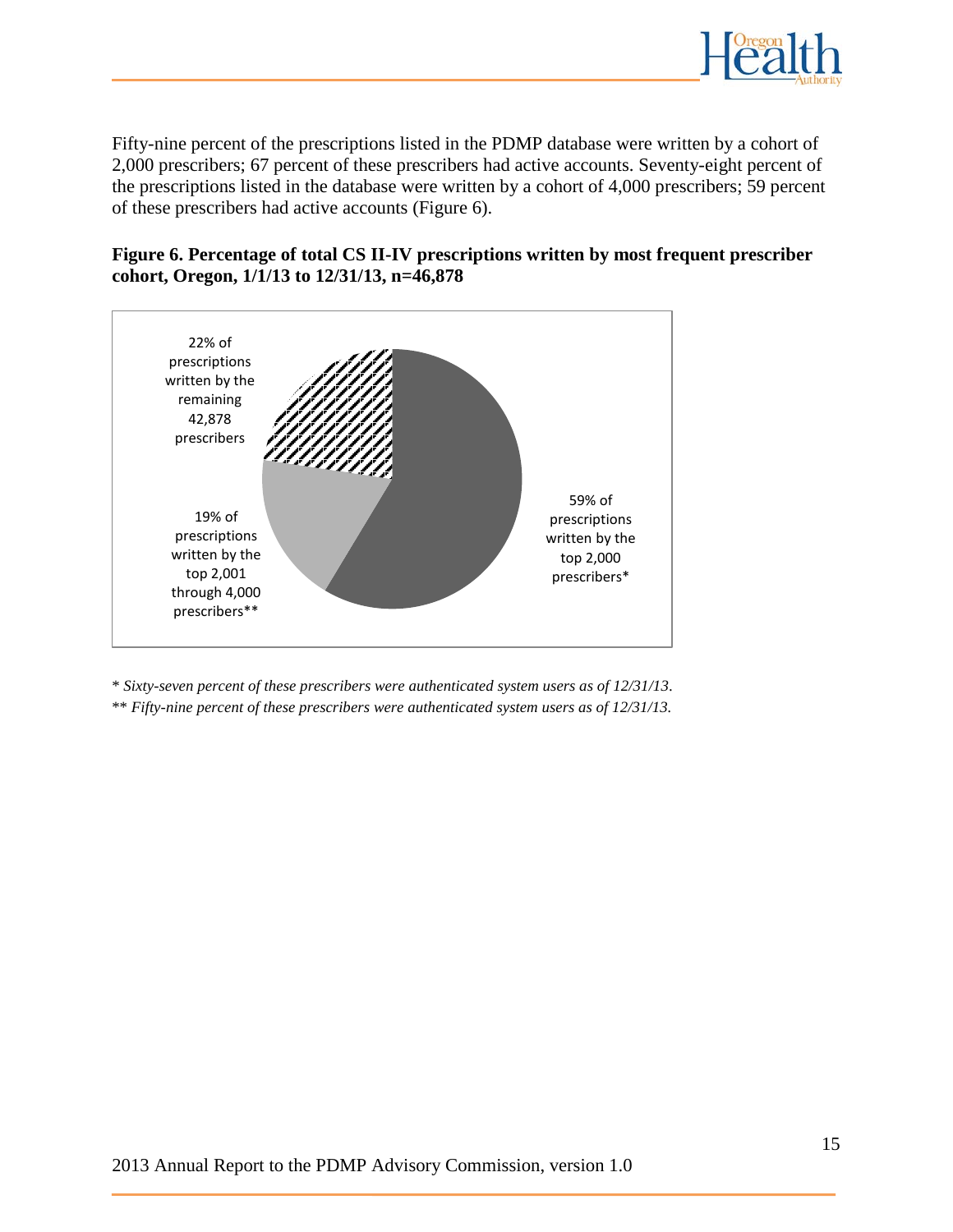Fifty-nine percent of the prescriptions listed in the PDMP database were written by a cohort of 2,000 prescribers; 67 percent of these prescribers had active accounts. Seventy-eight percent of the prescriptions listed in the database were written by a cohort of 4,000 prescribers; 59 percent of these prescribers had active accounts (Figure 6).

**Figure 6. Percentage of total CS II-IV prescriptions written by most frequent prescriber cohort, Oregon, 1/1/13 to 12/31/13, n=46,878**

22% of prescriptions written by the remaining 42,878 prescribers

19% of prescriptions written by the top 2,001 through 4,000 prescribers**

59% of prescriptions written by the top 2,000 prescribers*

\* *Sixty-seven percent of these prescribers were authenticated system users as of 12/31/13.*

\*\* *Fifty-nine percent of these prescribers were authenticated system users as of 12/31/13.*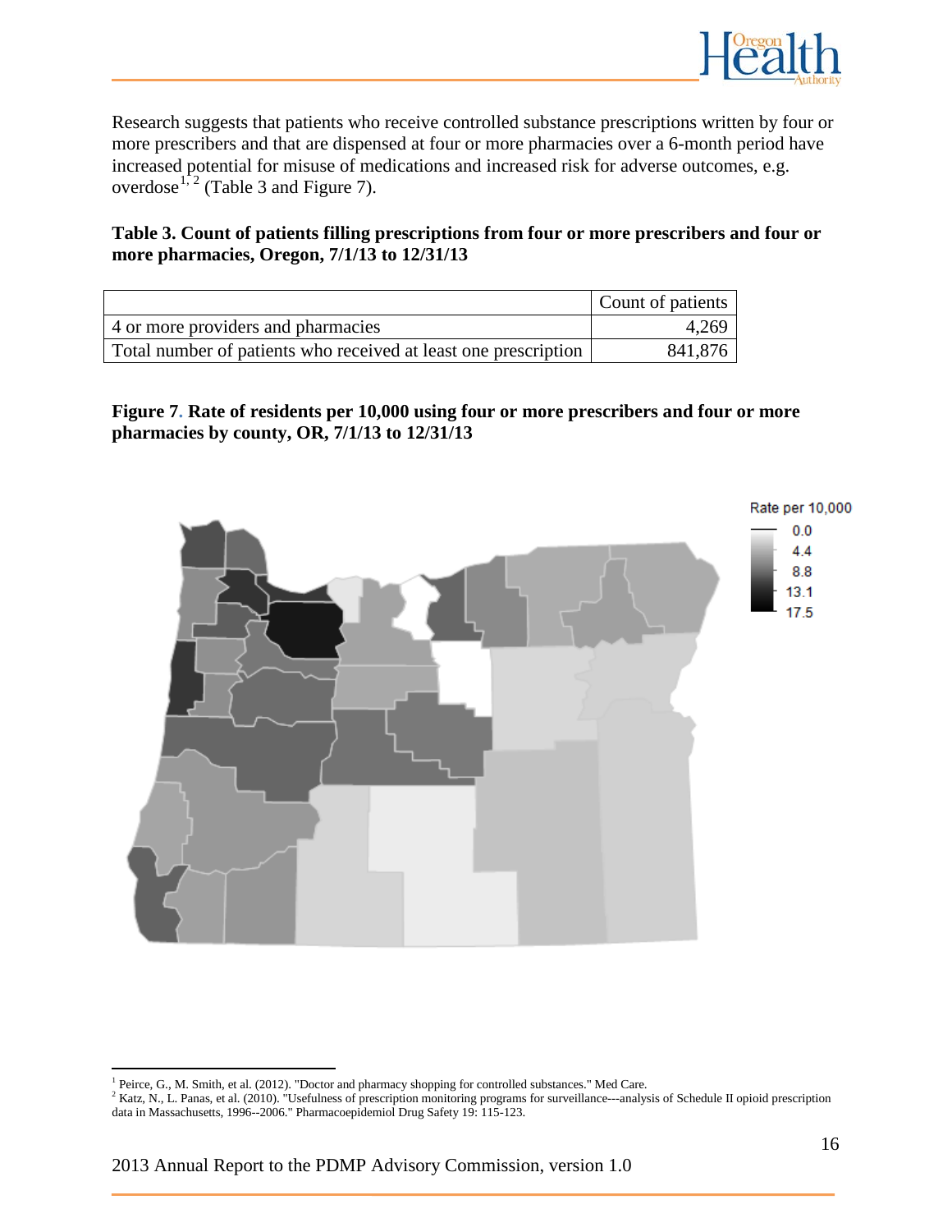Research suggests that patients who receive controlled substance prescriptions written by four or more prescribers and that are dispensed at four or more pharmacies over a 6-month period have increased potential for misuse of medications and increased risk for adverse outcomes, e.g. overdose[1, 2] (Table 3 and Figure 7).

**Table 3. Count of patients filling prescriptions from four or more prescribers and four or more pharmacies, Oregon, 7/1/13 to 12/31/13**

| | Count of patients |
|---|---:|
| 4 or more providers and pharmacies | 4,269 |
| Total number of patients who received at least one prescription | 841,876 |

**Figure 7. Rate of residents per 10,000 using four or more prescribers and four or more pharmacies by county, OR, 7/1/13 to 12/31/13**

[1] Peirce, G., M. Smith, et al. (2012). "Doctor and pharmacy shopping for controlled substances." Med Care.

[2] Katz, N., L. Panas, et al. (2010). "Usefulness of prescription monitoring programs for surveillance---analysis of Schedule II opioid prescription data in Massachusetts, 1996--2006." Pharmacoepidemiol Drug Safety 19: 115-123.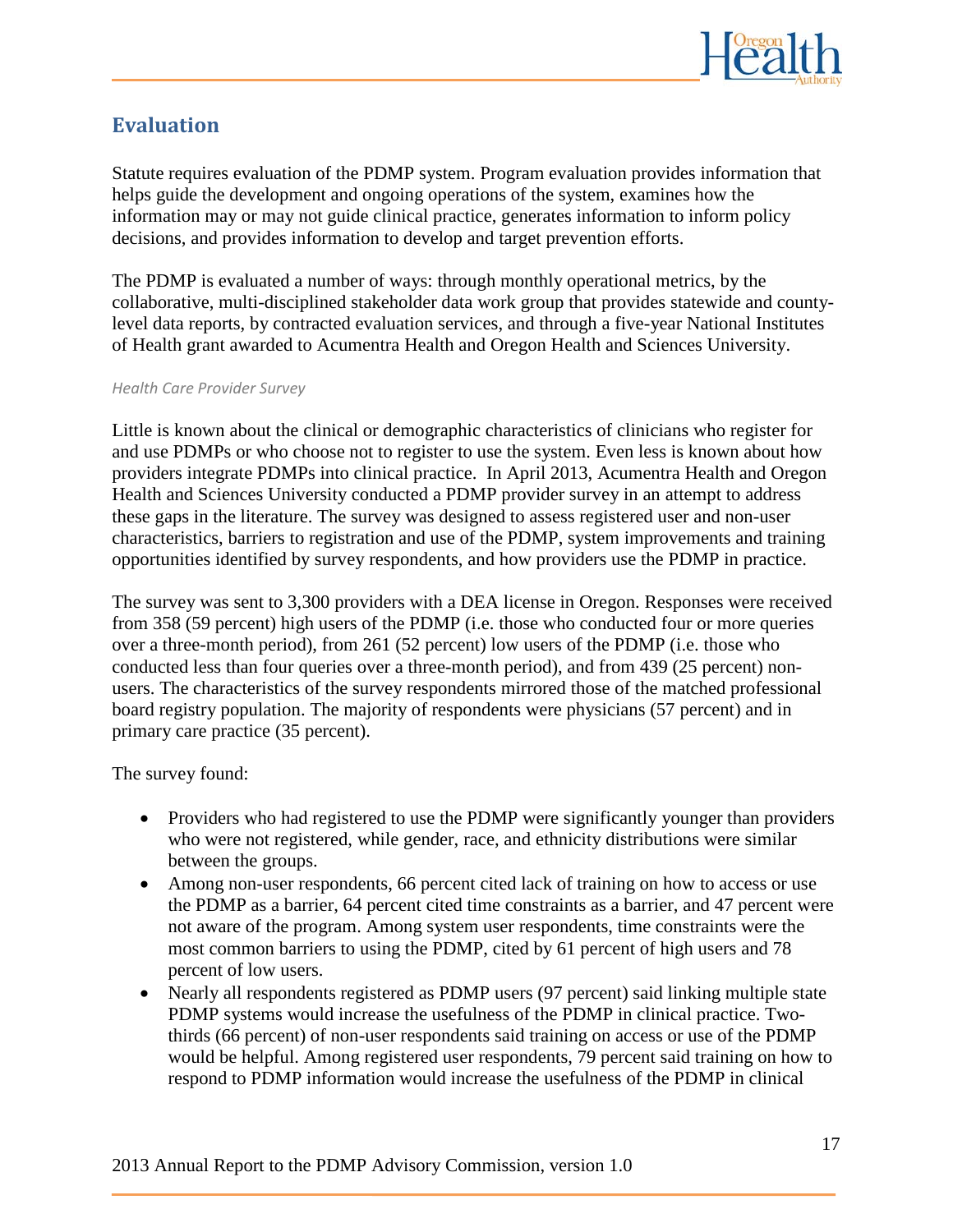## Evaluation

Statute requires evaluation of the PDMP system. Program evaluation provides information that helps guide the development and ongoing operations of the system, examines how the information may or may not guide clinical practice, generates information to inform policy decisions, and provides information to develop and target prevention efforts.

The PDMP is evaluated a number of ways: through monthly operational metrics, by the collaborative, multi-disciplined stakeholder data work group that provides statewide and county-level data reports, by contracted evaluation services, and through a five-year National Institutes of Health grant awarded to Acumentra Health and Oregon Health and Sciences University.

*Health Care Provider Survey*

Little is known about the clinical or demographic characteristics of clinicians who register for and use PDMPs or who choose not to register to use the system. Even less is known about how providers integrate PDMPs into clinical practice. In April 2013, Acumentra Health and Oregon Health and Sciences University conducted a PDMP provider survey in an attempt to address these gaps in the literature. The survey was designed to assess registered user and non-user characteristics, barriers to registration and use of the PDMP, system improvements and training opportunities identified by survey respondents, and how providers use the PDMP in practice.

The survey was sent to 3,300 providers with a DEA license in Oregon. Responses were received from 358 (59 percent) high users of the PDMP (i.e. those who conducted four or more queries over a three-month period), from 261 (52 percent) low users of the PDMP (i.e. those who conducted less than four queries over a three-month period), and from 439 (25 percent) non-users. The characteristics of the survey respondents mirrored those of the matched professional board registry population. The majority of respondents were physicians (57 percent) and in primary care practice (35 percent).

The survey found:

- Providers who had registered to use the PDMP were significantly younger than providers who were not registered, while gender, race, and ethnicity distributions were similar between the groups.
- Among non-user respondents, 66 percent cited lack of training on how to access or use the PDMP as a barrier, 64 percent cited time constraints as a barrier, and 47 percent were not aware of the program. Among system user respondents, time constraints were the most common barriers to using the PDMP, cited by 61 percent of high users and 78 percent of low users.
- Nearly all respondents registered as PDMP users (97 percent) said linking multiple state PDMP systems would increase the usefulness of the PDMP in clinical practice. Two-thirds (66 percent) of non-user respondents said training on access or use of the PDMP would be helpful. Among registered user respondents, 79 percent said training on how to respond to PDMP information would increase the usefulness of the PDMP in clinical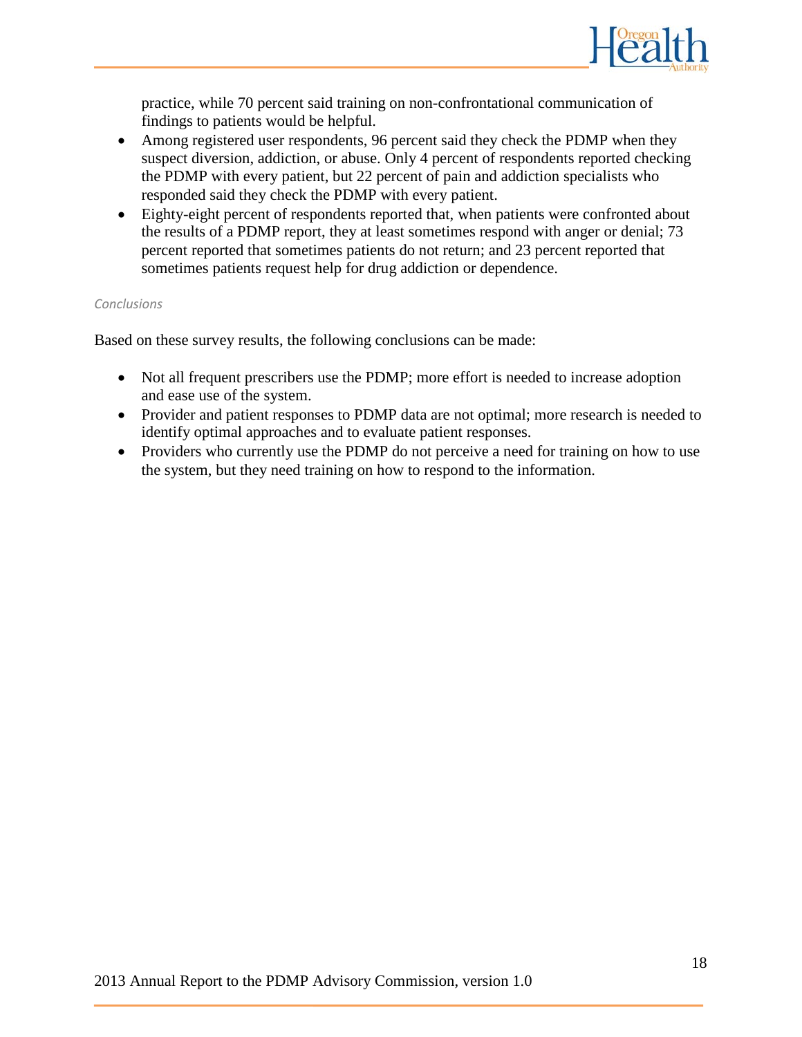practice, while 70 percent said training on non-confrontational communication of findings to patients would be helpful.

- Among registered user respondents, 96 percent said they check the PDMP when they suspect diversion, addiction, or abuse. Only 4 percent of respondents reported checking the PDMP with every patient, but 22 percent of pain and addiction specialists who responded said they check the PDMP with every patient.
- Eighty-eight percent of respondents reported that, when patients were confronted about the results of a PDMP report, they at least sometimes respond with anger or denial; 73 percent reported that sometimes patients do not return; and 23 percent reported that sometimes patients request help for drug addiction or dependence.

*Conclusions*

Based on these survey results, the following conclusions can be made:

- Not all frequent prescribers use the PDMP; more effort is needed to increase adoption and ease use of the system.
- Provider and patient responses to PDMP data are not optimal; more research is needed to identify optimal approaches and to evaluate patient responses.
- Providers who currently use the PDMP do not perceive a need for training on how to use the system, but they need training on how to respond to the information.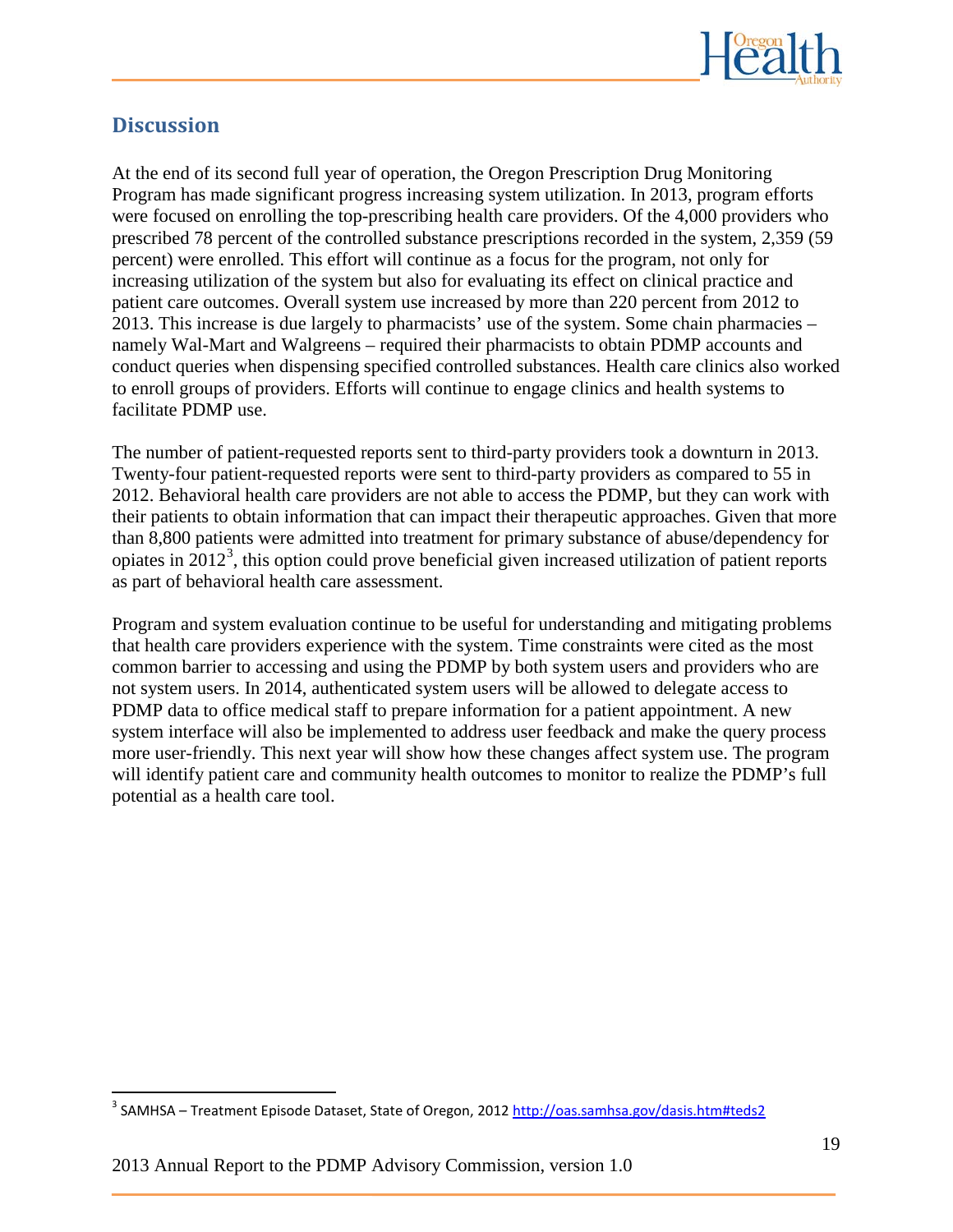## Discussion

At the end of its second full year of operation, the Oregon Prescription Drug Monitoring Program has made significant progress increasing system utilization. In 2013, program efforts were focused on enrolling the top-prescribing health care providers. Of the 4,000 providers who prescribed 78 percent of the controlled substance prescriptions recorded in the system, 2,359 (59 percent) were enrolled. This effort will continue as a focus for the program, not only for increasing utilization of the system but also for evaluating its effect on clinical practice and patient care outcomes. Overall system use increased by more than 220 percent from 2012 to 2013. This increase is due largely to pharmacists' use of the system. Some chain pharmacies – namely Wal-Mart and Walgreens – required their pharmacists to obtain PDMP accounts and conduct queries when dispensing specified controlled substances. Health care clinics also worked to enroll groups of providers. Efforts will continue to engage clinics and health systems to facilitate PDMP use.

The number of patient-requested reports sent to third-party providers took a downturn in 2013. Twenty-four patient-requested reports were sent to third-party providers as compared to 55 in 2012. Behavioral health care providers are not able to access the PDMP, but they can work with their patients to obtain information that can impact their therapeutic approaches. Given that more than 8,800 patients were admitted into treatment for primary substance of abuse/dependency for opiates in 2012[3], this option could prove beneficial given increased utilization of patient reports as part of behavioral health care assessment.

Program and system evaluation continue to be useful for understanding and mitigating problems that health care providers experience with the system. Time constraints were cited as the most common barrier to accessing and using the PDMP by both system users and providers who are not system users. In 2014, authenticated system users will be allowed to delegate access to PDMP data to office medical staff to prepare information for a patient appointment. A new system interface will also be implemented to address user feedback and make the query process more user-friendly. This next year will show how these changes affect system use. The program will identify patient care and community health outcomes to monitor to realize the PDMP's full potential as a health care tool.

---

[3] SAMHSA – Treatment Episode Dataset, State of Oregon, 2012 http://oas.samhsa.gov/dasis.htm#teds2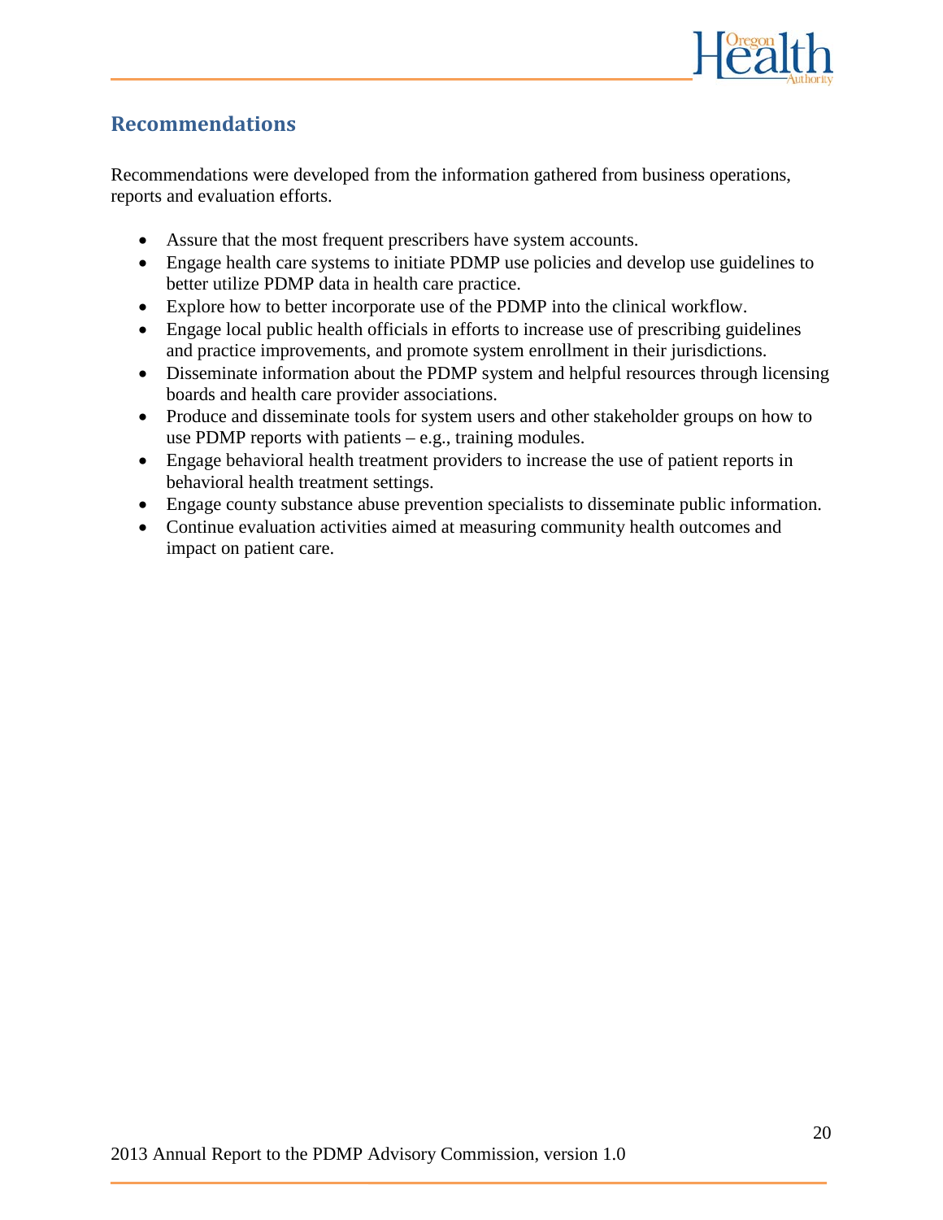## Recommendations

Recommendations were developed from the information gathered from business operations, reports and evaluation efforts.

- Assure that the most frequent prescribers have system accounts.
- Engage health care systems to initiate PDMP use policies and develop use guidelines to better utilize PDMP data in health care practice.
- Explore how to better incorporate use of the PDMP into the clinical workflow.
- Engage local public health officials in efforts to increase use of prescribing guidelines and practice improvements, and promote system enrollment in their jurisdictions.
- Disseminate information about the PDMP system and helpful resources through licensing boards and health care provider associations.
- Produce and disseminate tools for system users and other stakeholder groups on how to use PDMP reports with patients – e.g., training modules.
- Engage behavioral health treatment providers to increase the use of patient reports in behavioral health treatment settings.
- Engage county substance abuse prevention specialists to disseminate public information.
- Continue evaluation activities aimed at measuring community health outcomes and impact on patient care.